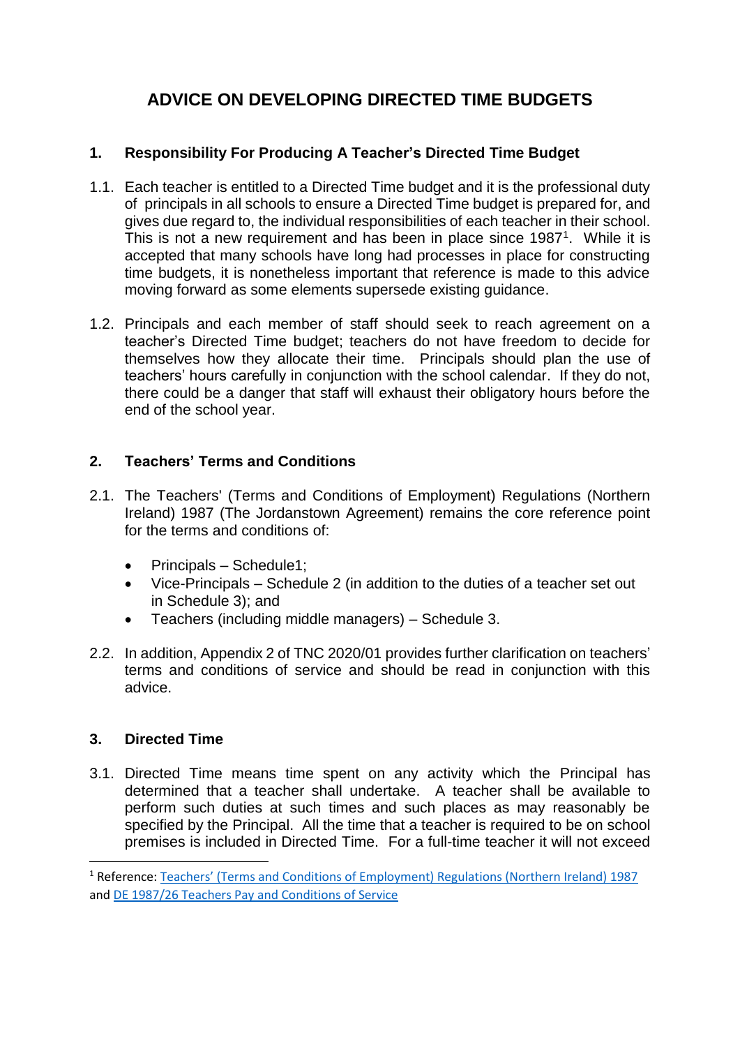# ADVICE ON DEVELOPING DIRECTED TIME BUDGETS

## 1. Responsibility For Producing A Teacher's Directed Time Budget

1.1. Each teacher is entitled to a Directed Time budget and it is the professional duty of principals in all schools to ensure a Directed Time budget is prepared for, and gives due regard to, the individual responsibilities of each teacher in their school. This is not a new requirement and has been in place since 1987[1]. While it is accepted that many schools have long had processes in place for constructing time budgets, it is nonetheless important that reference is made to this advice moving forward as some elements supersede existing guidance.

1.2. Principals and each member of staff should seek to reach agreement on a teacher's Directed Time budget; teachers do not have freedom to decide for themselves how they allocate their time. Principals should plan the use of teachers' hours carefully in conjunction with the school calendar. If they do not, there could be a danger that staff will exhaust their obligatory hours before the end of the school year.

## 2. Teachers' Terms and Conditions

2.1. The Teachers' (Terms and Conditions of Employment) Regulations (Northern Ireland) 1987 (The Jordanstown Agreement) remains the core reference point for the terms and conditions of:

- Principals – Schedule1;
- Vice-Principals – Schedule 2 (in addition to the duties of a teacher set out in Schedule 3); and
- Teachers (including middle managers) – Schedule 3.

2.2. In addition, Appendix 2 of TNC 2020/01 provides further clarification on teachers' terms and conditions of service and should be read in conjunction with this advice.

## 3. Directed Time

3.1. Directed Time means time spent on any activity which the Principal has determined that a teacher shall undertake. A teacher shall be available to perform such duties at such times and such places as may reasonably be specified by the Principal. All the time that a teacher is required to be on school premises is included in Directed Time. For a full-time teacher it will not exceed

[1] Reference: Teachers' (Terms and Conditions of Employment) Regulations (Northern Ireland) 1987 and DE 1987/26 Teachers Pay and Conditions of Service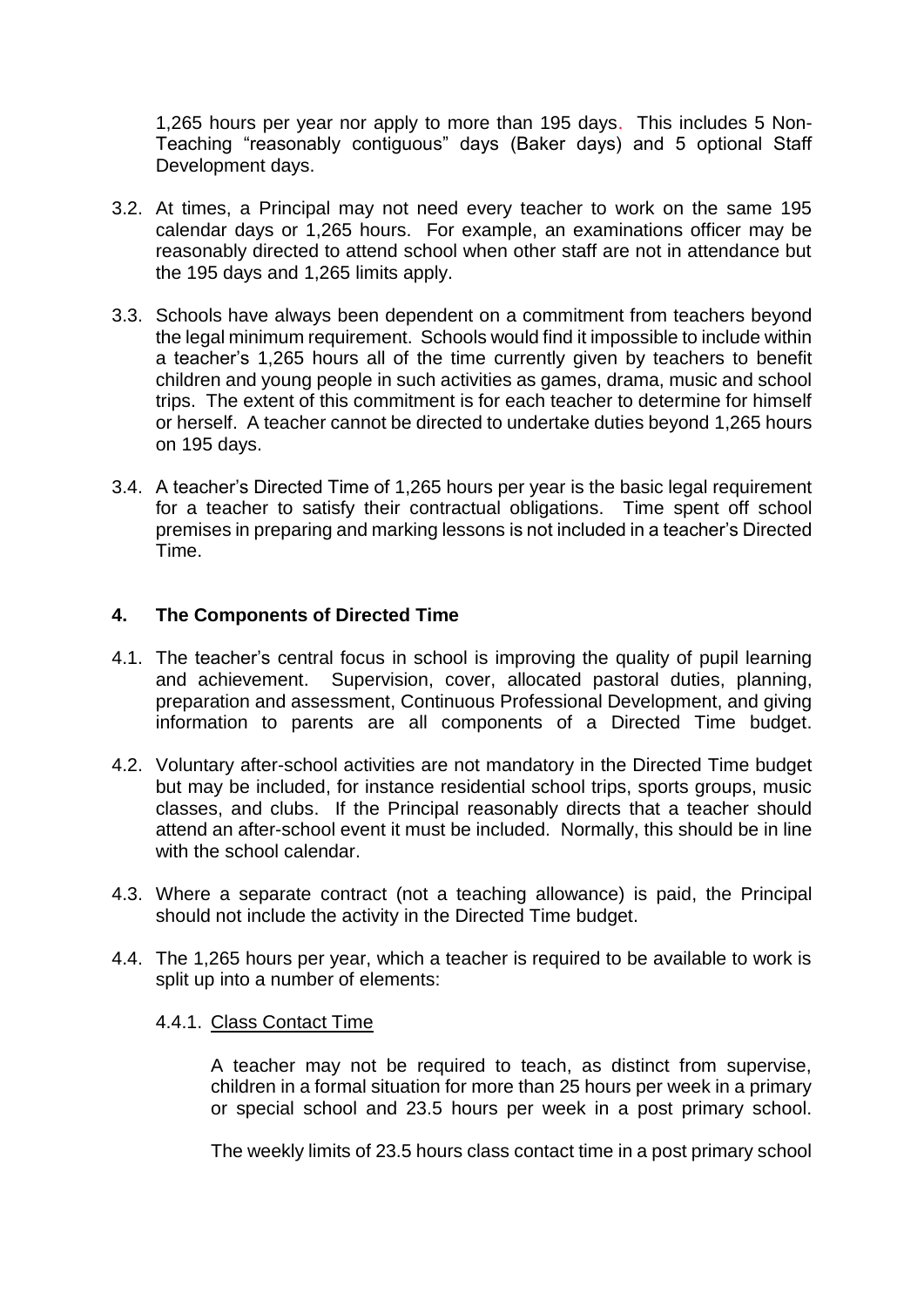1,265 hours per year nor apply to more than 195 days. This includes 5 Non-Teaching "reasonably contiguous" days (Baker days) and 5 optional Staff Development days.

3.2. At times, a Principal may not need every teacher to work on the same 195 calendar days or 1,265 hours. For example, an examinations officer may be reasonably directed to attend school when other staff are not in attendance but the 195 days and 1,265 limits apply.

3.3. Schools have always been dependent on a commitment from teachers beyond the legal minimum requirement. Schools would find it impossible to include within a teacher's 1,265 hours all of the time currently given by teachers to benefit children and young people in such activities as games, drama, music and school trips. The extent of this commitment is for each teacher to determine for himself or herself. A teacher cannot be directed to undertake duties beyond 1,265 hours on 195 days.

3.4. A teacher's Directed Time of 1,265 hours per year is the basic legal requirement for a teacher to satisfy their contractual obligations. Time spent off school premises in preparing and marking lessons is not included in a teacher's Directed Time.

## 4. The Components of Directed Time

4.1. The teacher's central focus in school is improving the quality of pupil learning and achievement. Supervision, cover, allocated pastoral duties, planning, preparation and assessment, Continuous Professional Development, and giving information to parents are all components of a Directed Time budget.

4.2. Voluntary after-school activities are not mandatory in the Directed Time budget but may be included, for instance residential school trips, sports groups, music classes, and clubs. If the Principal reasonably directs that a teacher should attend an after-school event it must be included. Normally, this should be in line with the school calendar.

4.3. Where a separate contract (not a teaching allowance) is paid, the Principal should not include the activity in the Directed Time budget.

4.4. The 1,265 hours per year, which a teacher is required to be available to work is split up into a number of elements:

4.4.1. Class Contact Time

A teacher may not be required to teach, as distinct from supervise, children in a formal situation for more than 25 hours per week in a primary or special school and 23.5 hours per week in a post primary school.

The weekly limits of 23.5 hours class contact time in a post primary school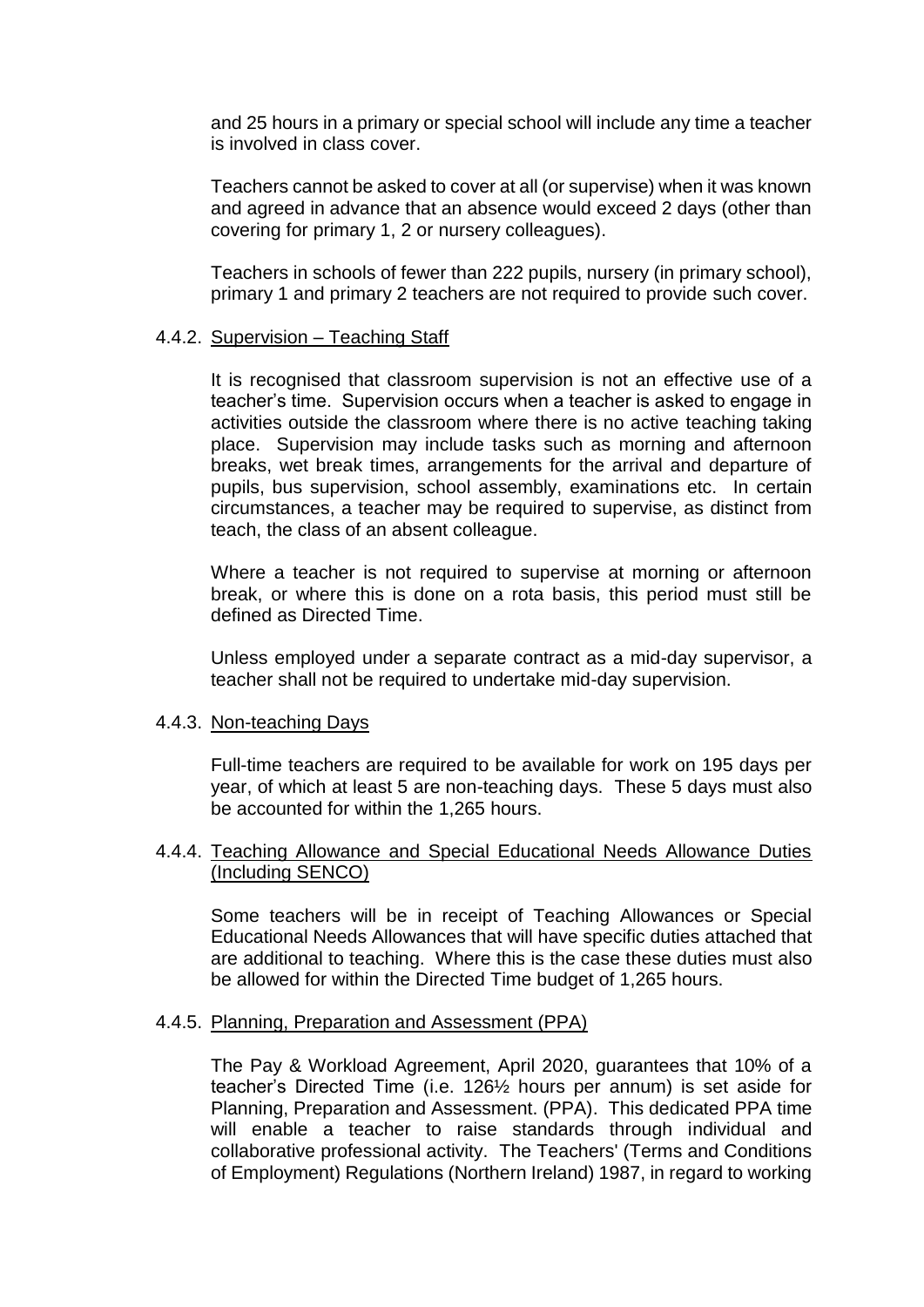and 25 hours in a primary or special school will include any time a teacher is involved in class cover.

Teachers cannot be asked to cover at all (or supervise) when it was known and agreed in advance that an absence would exceed 2 days (other than covering for primary 1, 2 or nursery colleagues).

Teachers in schools of fewer than 222 pupils, nursery (in primary school), primary 1 and primary 2 teachers are not required to provide such cover.

#### 4.4.2. Supervision – Teaching Staff

It is recognised that classroom supervision is not an effective use of a teacher's time. Supervision occurs when a teacher is asked to engage in activities outside the classroom where there is no active teaching taking place. Supervision may include tasks such as morning and afternoon breaks, wet break times, arrangements for the arrival and departure of pupils, bus supervision, school assembly, examinations etc. In certain circumstances, a teacher may be required to supervise, as distinct from teach, the class of an absent colleague.

Where a teacher is not required to supervise at morning or afternoon break, or where this is done on a rota basis, this period must still be defined as Directed Time.

Unless employed under a separate contract as a mid-day supervisor, a teacher shall not be required to undertake mid-day supervision.

#### 4.4.3. Non-teaching Days

Full-time teachers are required to be available for work on 195 days per year, of which at least 5 are non-teaching days. These 5 days must also be accounted for within the 1,265 hours.

#### 4.4.4. Teaching Allowance and Special Educational Needs Allowance Duties (Including SENCO)

Some teachers will be in receipt of Teaching Allowances or Special Educational Needs Allowances that will have specific duties attached that are additional to teaching. Where this is the case these duties must also be allowed for within the Directed Time budget of 1,265 hours.

#### 4.4.5. Planning, Preparation and Assessment (PPA)

The Pay & Workload Agreement, April 2020, guarantees that 10% of a teacher's Directed Time (i.e. 126½ hours per annum) is set aside for Planning, Preparation and Assessment. (PPA). This dedicated PPA time will enable a teacher to raise standards through individual and collaborative professional activity. The Teachers' (Terms and Conditions of Employment) Regulations (Northern Ireland) 1987, in regard to working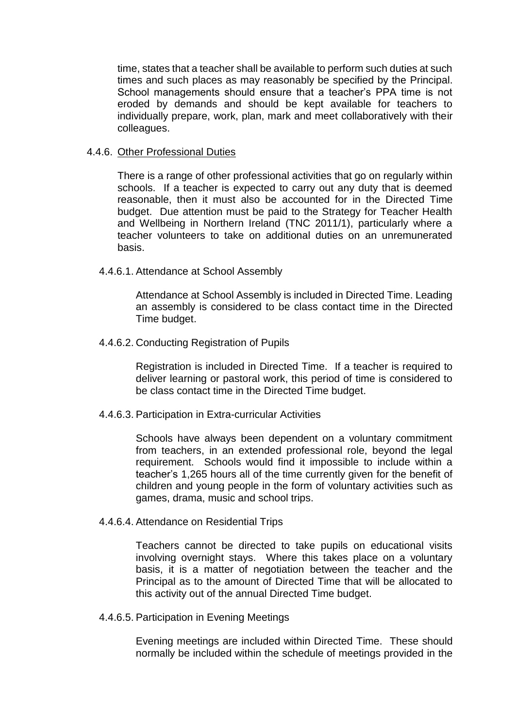time, states that a teacher shall be available to perform such duties at such times and such places as may reasonably be specified by the Principal. School managements should ensure that a teacher's PPA time is not eroded by demands and should be kept available for teachers to individually prepare, work, plan, mark and meet collaboratively with their colleagues.

#### 4.4.6. Other Professional Duties

There is a range of other professional activities that go on regularly within schools. If a teacher is expected to carry out any duty that is deemed reasonable, then it must also be accounted for in the Directed Time budget. Due attention must be paid to the Strategy for Teacher Health and Wellbeing in Northern Ireland (TNC 2011/1), particularly where a teacher volunteers to take on additional duties on an unremunerated basis.

##### 4.4.6.1. Attendance at School Assembly

Attendance at School Assembly is included in Directed Time. Leading an assembly is considered to be class contact time in the Directed Time budget.

##### 4.4.6.2. Conducting Registration of Pupils

Registration is included in Directed Time. If a teacher is required to deliver learning or pastoral work, this period of time is considered to be class contact time in the Directed Time budget.

##### 4.4.6.3. Participation in Extra-curricular Activities

Schools have always been dependent on a voluntary commitment from teachers, in an extended professional role, beyond the legal requirement. Schools would find it impossible to include within a teacher's 1,265 hours all of the time currently given for the benefit of children and young people in the form of voluntary activities such as games, drama, music and school trips.

##### 4.4.6.4. Attendance on Residential Trips

Teachers cannot be directed to take pupils on educational visits involving overnight stays. Where this takes place on a voluntary basis, it is a matter of negotiation between the teacher and the Principal as to the amount of Directed Time that will be allocated to this activity out of the annual Directed Time budget.

##### 4.4.6.5. Participation in Evening Meetings

Evening meetings are included within Directed Time. These should normally be included within the schedule of meetings provided in the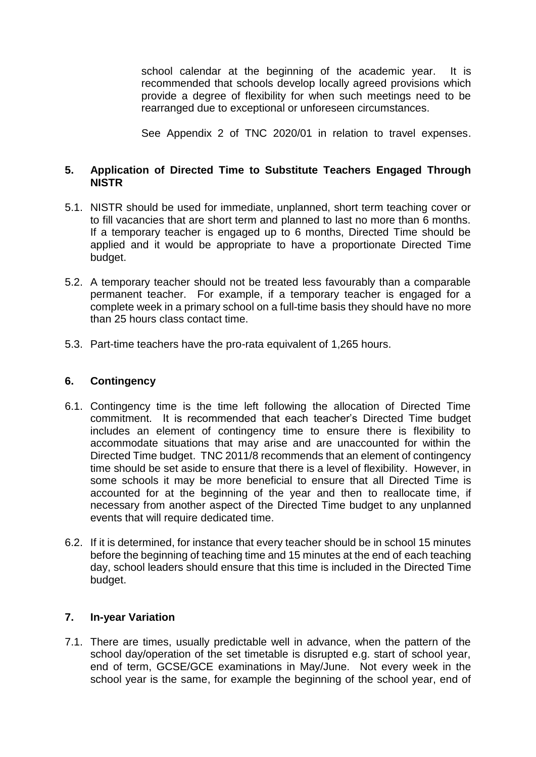school calendar at the beginning of the academic year. It is recommended that schools develop locally agreed provisions which provide a degree of flexibility for when such meetings need to be rearranged due to exceptional or unforeseen circumstances.

See Appendix 2 of TNC 2020/01 in relation to travel expenses.

## 5. Application of Directed Time to Substitute Teachers Engaged Through NISTR

5.1. NISTR should be used for immediate, unplanned, short term teaching cover or to fill vacancies that are short term and planned to last no more than 6 months. If a temporary teacher is engaged up to 6 months, Directed Time should be applied and it would be appropriate to have a proportionate Directed Time budget.

5.2. A temporary teacher should not be treated less favourably than a comparable permanent teacher. For example, if a temporary teacher is engaged for a complete week in a primary school on a full-time basis they should have no more than 25 hours class contact time.

5.3. Part-time teachers have the pro-rata equivalent of 1,265 hours.

## 6. Contingency

6.1. Contingency time is the time left following the allocation of Directed Time commitment. It is recommended that each teacher's Directed Time budget includes an element of contingency time to ensure there is flexibility to accommodate situations that may arise and are unaccounted for within the Directed Time budget. TNC 2011/8 recommends that an element of contingency time should be set aside to ensure that there is a level of flexibility. However, in some schools it may be more beneficial to ensure that all Directed Time is accounted for at the beginning of the year and then to reallocate time, if necessary from another aspect of the Directed Time budget to any unplanned events that will require dedicated time.

6.2. If it is determined, for instance that every teacher should be in school 15 minutes before the beginning of teaching time and 15 minutes at the end of each teaching day, school leaders should ensure that this time is included in the Directed Time budget.

## 7. In-year Variation

7.1. There are times, usually predictable well in advance, when the pattern of the school day/operation of the set timetable is disrupted e.g. start of school year, end of term, GCSE/GCE examinations in May/June. Not every week in the school year is the same, for example the beginning of the school year, end of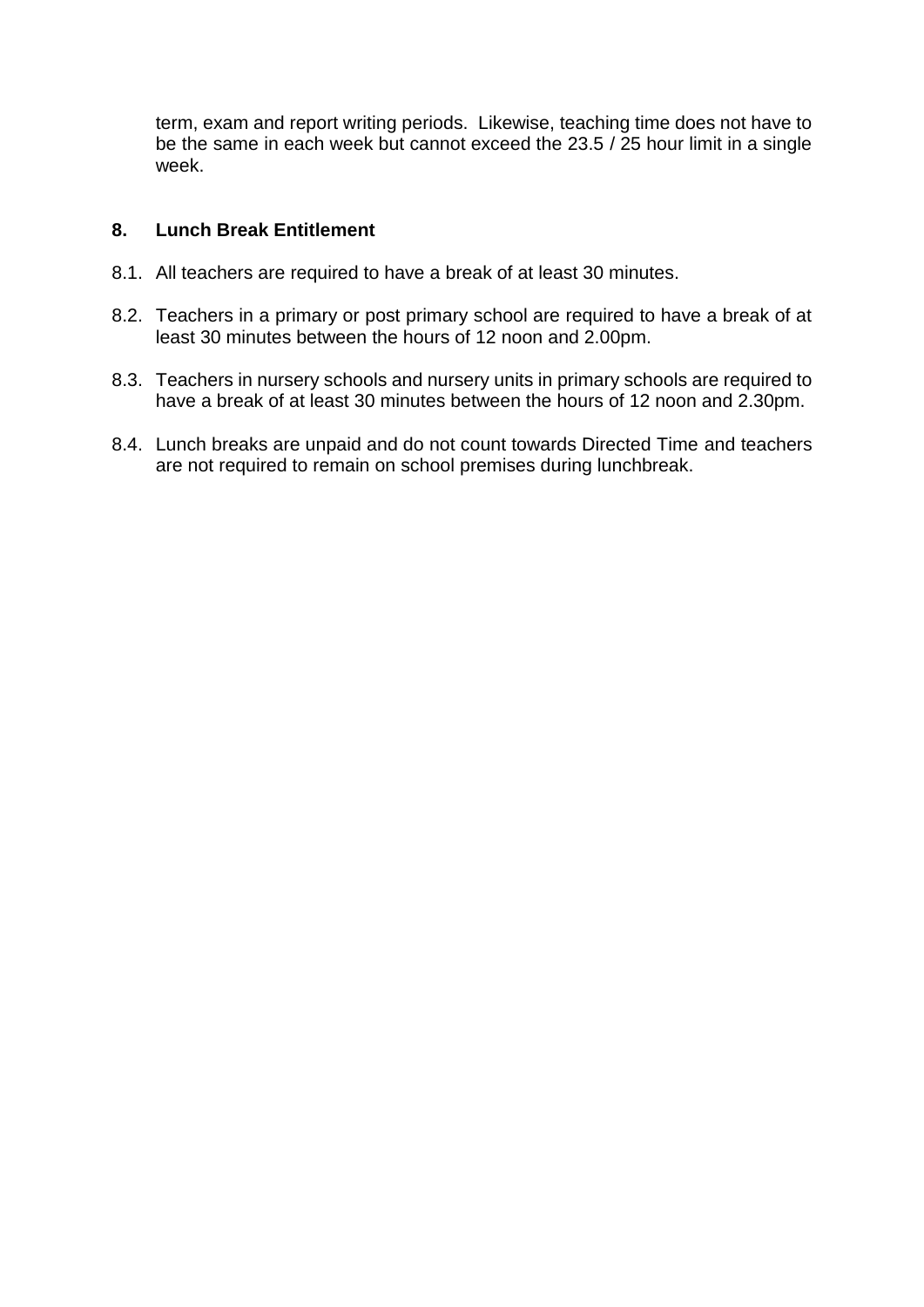term, exam and report writing periods. Likewise, teaching time does not have to be the same in each week but cannot exceed the 23.5 / 25 hour limit in a single week.

## 8. Lunch Break Entitlement

8.1. All teachers are required to have a break of at least 30 minutes.

8.2. Teachers in a primary or post primary school are required to have a break of at least 30 minutes between the hours of 12 noon and 2.00pm.

8.3. Teachers in nursery schools and nursery units in primary schools are required to have a break of at least 30 minutes between the hours of 12 noon and 2.30pm.

8.4. Lunch breaks are unpaid and do not count towards Directed Time and teachers are not required to remain on school premises during lunchbreak.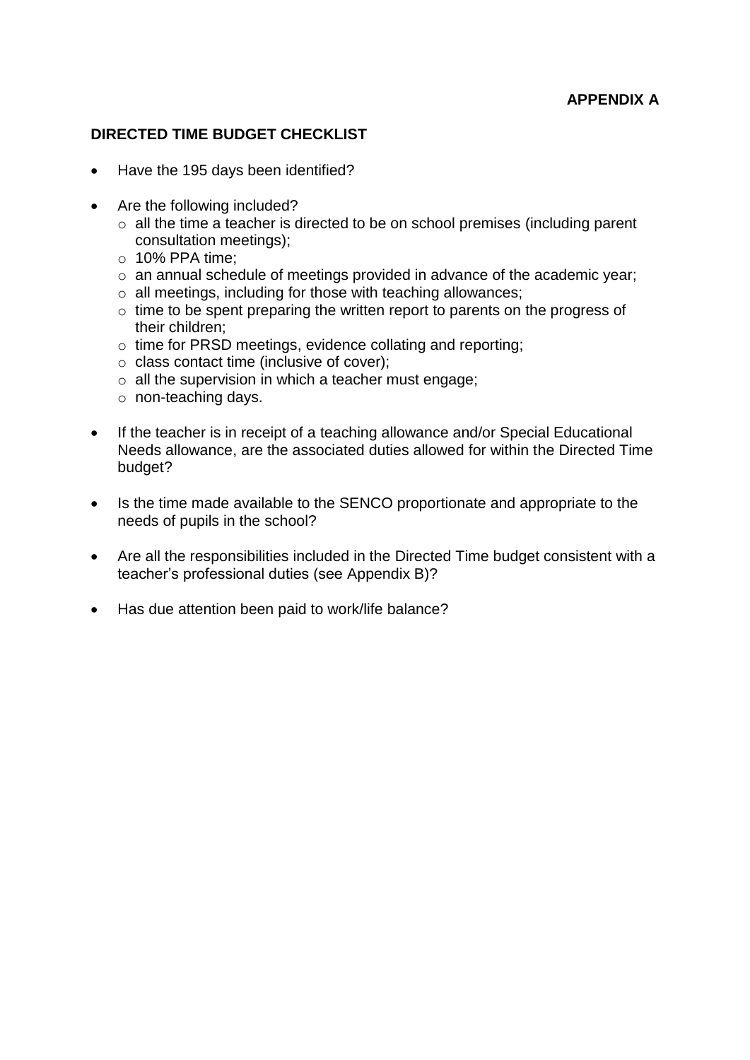**APPENDIX A**

**DIRECTED TIME BUDGET CHECKLIST**

- Have the 195 days been identified?

- Are the following included?
  - all the time a teacher is directed to be on school premises (including parent consultation meetings);
  - 10% PPA time;
  - an annual schedule of meetings provided in advance of the academic year;
  - all meetings, including for those with teaching allowances;
  - time to be spent preparing the written report to parents on the progress of their children;
  - time for PRSD meetings, evidence collating and reporting;
  - class contact time (inclusive of cover);
  - all the supervision in which a teacher must engage;
  - non-teaching days.

- If the teacher is in receipt of a teaching allowance and/or Special Educational Needs allowance, are the associated duties allowed for within the Directed Time budget?

- Is the time made available to the SENCO proportionate and appropriate to the needs of pupils in the school?

- Are all the responsibilities included in the Directed Time budget consistent with a teacher's professional duties (see Appendix B)?

- Has due attention been paid to work/life balance?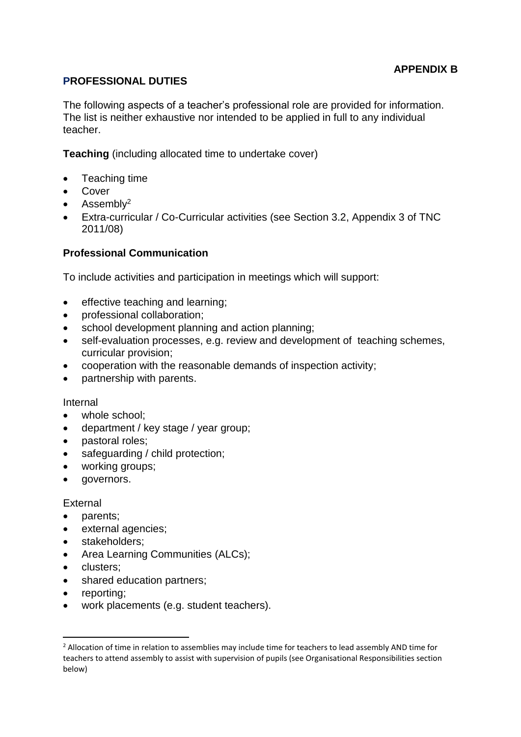**APPENDIX B**

## PROFESSIONAL DUTIES

The following aspects of a teacher's professional role are provided for information. The list is neither exhaustive nor intended to be applied in full to any individual teacher.

**Teaching** (including allocated time to undertake cover)

- Teaching time
- Cover
- Assembly[2]
- Extra-curricular / Co-Curricular activities (see Section 3.2, Appendix 3 of TNC 2011/08)

**Professional Communication**

To include activities and participation in meetings which will support:

- effective teaching and learning;
- professional collaboration;
- school development planning and action planning;
- self-evaluation processes, e.g. review and development of teaching schemes, curricular provision;
- cooperation with the reasonable demands of inspection activity;
- partnership with parents.

Internal

- whole school;
- department / key stage / year group;
- pastoral roles;
- safeguarding / child protection;
- working groups;
- governors.

External

- parents;
- external agencies;
- stakeholders;
- Area Learning Communities (ALCs);
- clusters;
- shared education partners;
- reporting;
- work placements (e.g. student teachers).

[2] Allocation of time in relation to assemblies may include time for teachers to lead assembly AND time for teachers to attend assembly to assist with supervision of pupils (see Organisational Responsibilities section below)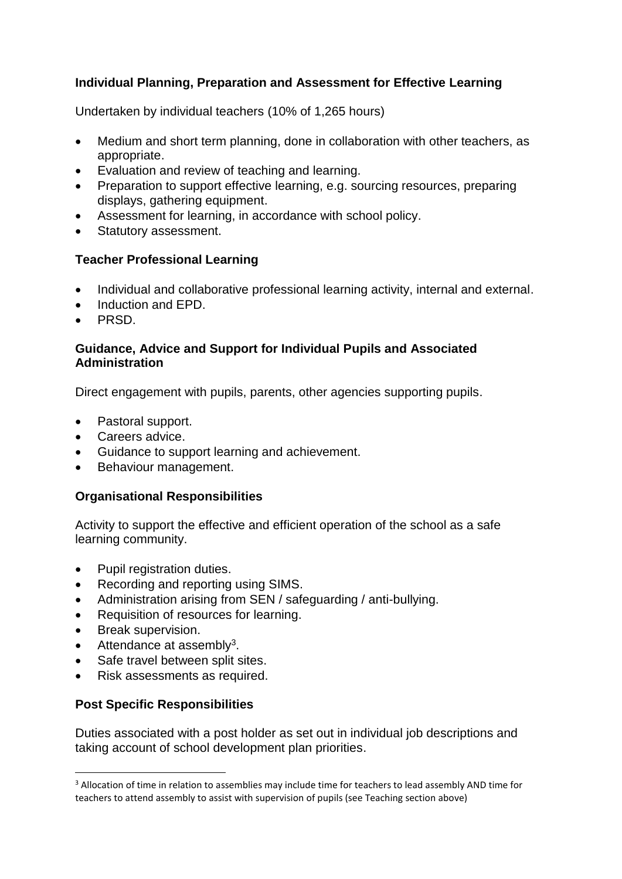**Individual Planning, Preparation and Assessment for Effective Learning**

Undertaken by individual teachers (10% of 1,265 hours)

- Medium and short term planning, done in collaboration with other teachers, as appropriate.
- Evaluation and review of teaching and learning.
- Preparation to support effective learning, e.g. sourcing resources, preparing displays, gathering equipment.
- Assessment for learning, in accordance with school policy.
- Statutory assessment.

**Teacher Professional Learning**

- Individual and collaborative professional learning activity, internal and external.
- Induction and EPD.
- PRSD.

**Guidance, Advice and Support for Individual Pupils and Associated Administration**

Direct engagement with pupils, parents, other agencies supporting pupils.

- Pastoral support.
- Careers advice.
- Guidance to support learning and achievement.
- Behaviour management.

**Organisational Responsibilities**

Activity to support the effective and efficient operation of the school as a safe learning community.

- Pupil registration duties.
- Recording and reporting using SIMS.
- Administration arising from SEN / safeguarding / anti-bullying.
- Requisition of resources for learning.
- Break supervision.
- Attendance at assembly[3].
- Safe travel between split sites.
- Risk assessments as required.

**Post Specific Responsibilities**

Duties associated with a post holder as set out in individual job descriptions and taking account of school development plan priorities.

[3] Allocation of time in relation to assemblies may include time for teachers to lead assembly AND time for teachers to attend assembly to assist with supervision of pupils (see Teaching section above)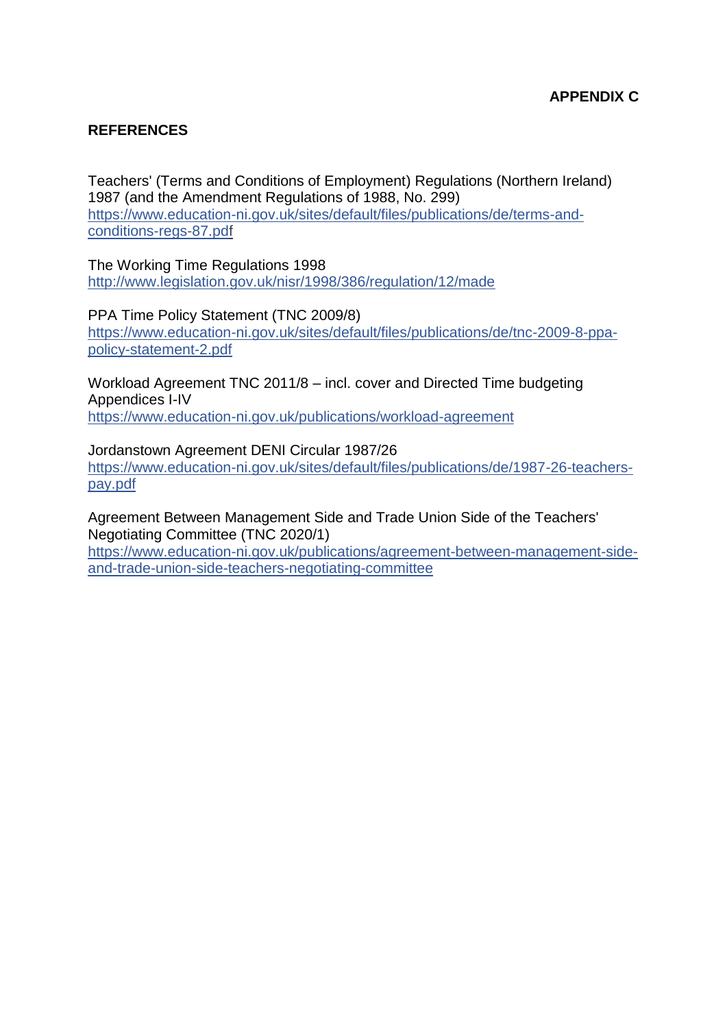**APPENDIX C**

## REFERENCES

Teachers' (Terms and Conditions of Employment) Regulations (Northern Ireland) 1987 (and the Amendment Regulations of 1988, No. 299)
[https://www.education-ni.gov.uk/sites/default/files/publications/de/terms-and-conditions-regs-87.pdf](https://www.education-ni.gov.uk/sites/default/files/publications/de/terms-and-conditions-regs-87.pdf)

The Working Time Regulations 1998
[http://www.legislation.gov.uk/nisr/1998/386/regulation/12/made](http://www.legislation.gov.uk/nisr/1998/386/regulation/12/made)

PPA Time Policy Statement (TNC 2009/8)
[https://www.education-ni.gov.uk/sites/default/files/publications/de/tnc-2009-8-ppa-policy-statement-2.pdf](https://www.education-ni.gov.uk/sites/default/files/publications/de/tnc-2009-8-ppa-policy-statement-2.pdf)

Workload Agreement TNC 2011/8 – incl. cover and Directed Time budgeting Appendices I-IV
[https://www.education-ni.gov.uk/publications/workload-agreement](https://www.education-ni.gov.uk/publications/workload-agreement)

Jordanstown Agreement DENI Circular 1987/26
[https://www.education-ni.gov.uk/sites/default/files/publications/de/1987-26-teachers-pay.pdf](https://www.education-ni.gov.uk/sites/default/files/publications/de/1987-26-teachers-pay.pdf)

Agreement Between Management Side and Trade Union Side of the Teachers' Negotiating Committee (TNC 2020/1)
[https://www.education-ni.gov.uk/publications/agreement-between-management-side-and-trade-union-side-teachers-negotiating-committee](https://www.education-ni.gov.uk/publications/agreement-between-management-side-and-trade-union-side-teachers-negotiating-committee)